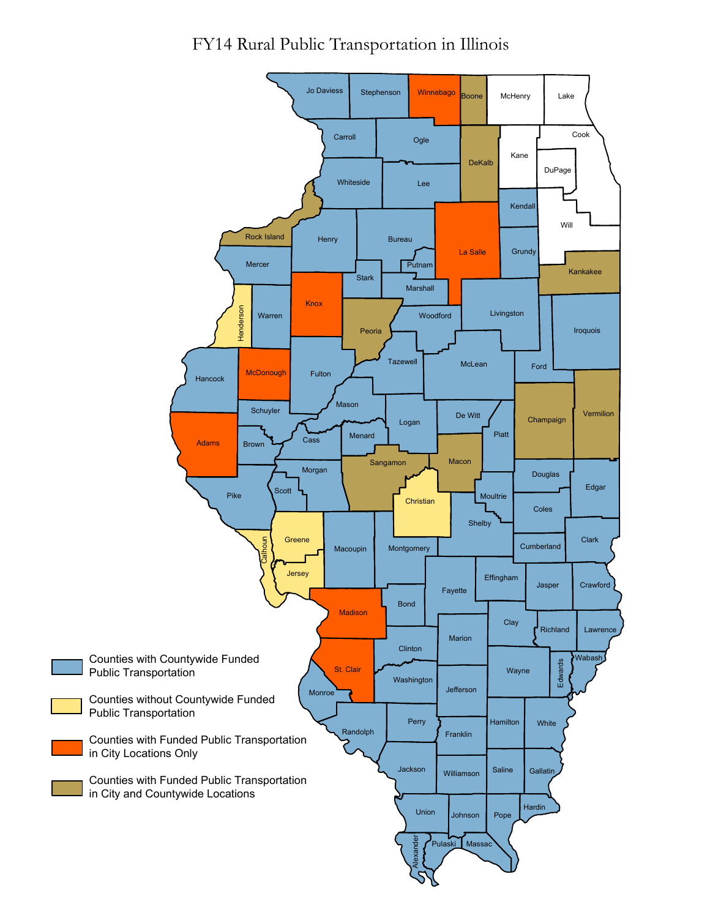# FY14 Rural Public Transportation in Illinois

Jo Daviess
Stephenson
Winnebago
Boone
McHenry
Lake
Carroll
Ogle
DeKalb
Kane
Cook
DuPage
Whiteside
Lee
Kendall
Rock Island
Henry
Bureau
La Salle
Grundy
Will
Mercer
Putnam
Stark
Marshall
Kankakee
Henderson
Warren
Knox
Peoria
Woodford
Livingston
Iroquois
Tazewell
Hancock
McDonough
Fulton
McLean
Ford
Mason
Schuyler
De Witt
Logan
Champaign
Vermilion
Adams
Brown
Cass
Menard
Piatt
Sangamon
Macon
Morgan
Scott
Douglas
Edgar
Pike
Christian
Moultrie
Coles
Shelby
Greene
Calhoun
Macoupin
Montgomery
Cumberland
Clark
Jersey
Effingham
Fayette
Jasper
Crawford
Madison
Bond
Clay
Richland
Lawrence
Clinton
Marion
St. Clair
Wabash
Edwards
Wayne
Washington
Monroe
Jefferson
Perry
Hamilton
White
Randolph
Franklin
Jackson
Williamson
Saline
Gallatin
Union
Johnson
Pope
Hardin
Alexander
Pulaski
Massac

Counties with Countywide Funded Public Transportation

Counties without Countywide Funded Public Transportation

Counties with Funded Public Transportation in City Locations Only

Counties with Funded Public Transportation in City and Countywide Locations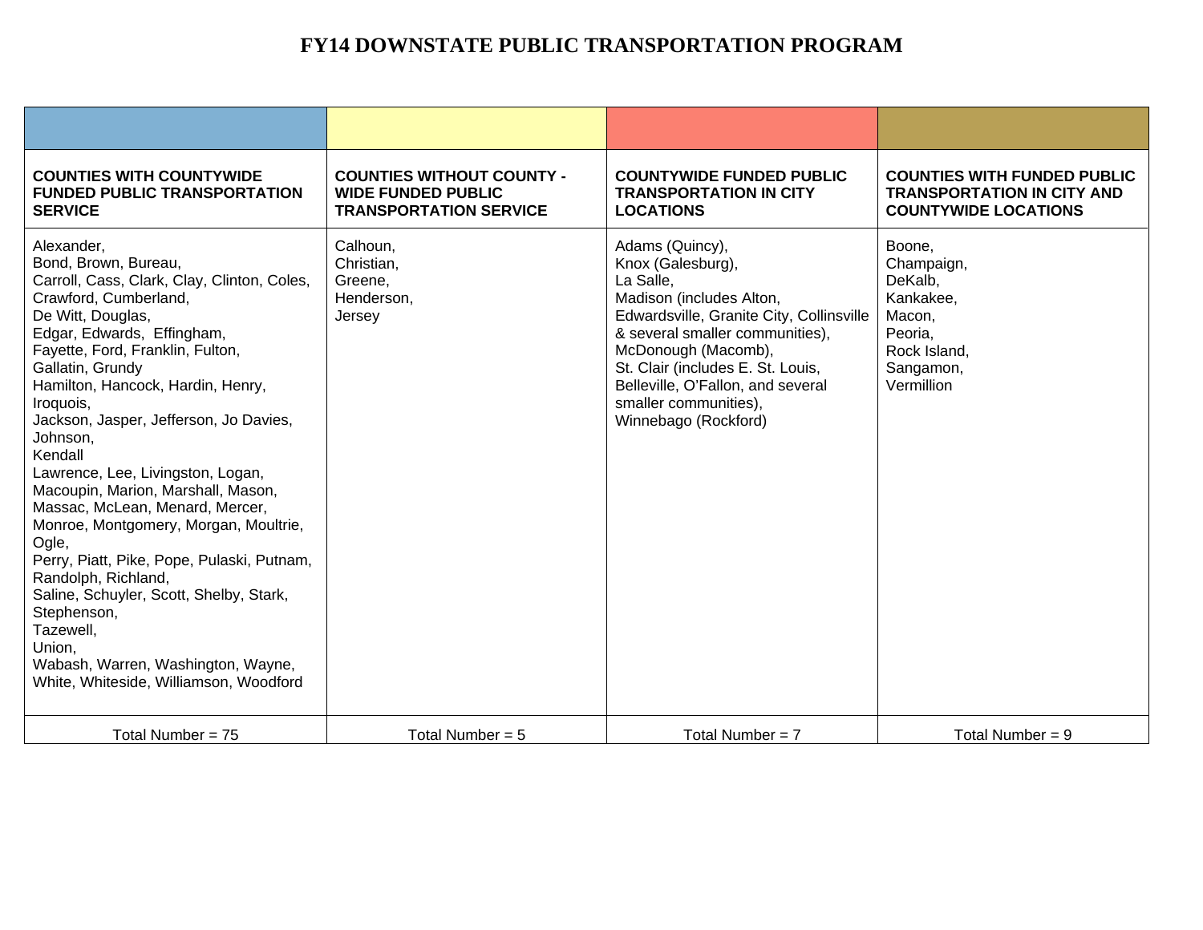# FY14 DOWNSTATE PUBLIC TRANSPORTATION PROGRAM

| | | | |
|---|---|---|---|
| **COUNTIES WITH COUNTYWIDE FUNDED PUBLIC TRANSPORTATION SERVICE** | **COUNTIES WITHOUT COUNTY - WIDE FUNDED PUBLIC TRANSPORTATION SERVICE** | **COUNTYWIDE FUNDED PUBLIC TRANSPORTATION IN CITY LOCATIONS** | **COUNTIES WITH FUNDED PUBLIC TRANSPORTATION IN CITY AND COUNTYWIDE LOCATIONS** |
| Alexander,<br>Bond, Brown, Bureau,<br>Carroll, Cass, Clark, Clay, Clinton, Coles, Crawford, Cumberland,<br>De Witt, Douglas,<br>Edgar, Edwards, Effingham,<br>Fayette, Ford, Franklin, Fulton,<br>Gallatin, Grundy<br>Hamilton, Hancock, Hardin, Henry, Iroquois,<br>Jackson, Jasper, Jefferson, Jo Davies, Johnson,<br>Kendall<br>Lawrence, Lee, Livingston, Logan,<br>Macoupin, Marion, Marshall, Mason, Massac, McLean, Menard, Mercer, Monroe, Montgomery, Morgan, Moultrie, Ogle,<br>Perry, Piatt, Pike, Pope, Pulaski, Putnam, Randolph, Richland,<br>Saline, Schuyler, Scott, Shelby, Stark, Stephenson,<br>Tazewell,<br>Union,<br>Wabash, Warren, Washington, Wayne, White, Whiteside, Williamson, Woodford | Calhoun,<br>Christian,<br>Greene,<br>Henderson,<br>Jersey | Adams (Quincy),<br>Knox (Galesburg),<br>La Salle,<br>Madison (includes Alton, Edwardsville, Granite City, Collinsville & several smaller communities),<br>McDonough (Macomb),<br>St. Clair (includes E. St. Louis, Belleville, O'Fallon, and several smaller communities),<br>Winnebago (Rockford) | Boone,<br>Champaign,<br>DeKalb,<br>Kankakee,<br>Macon,<br>Peoria,<br>Rock Island,<br>Sangamon,<br>Vermillion |
| Total Number = 75 | Total Number = 5 | Total Number = 7 | Total Number = 9 |